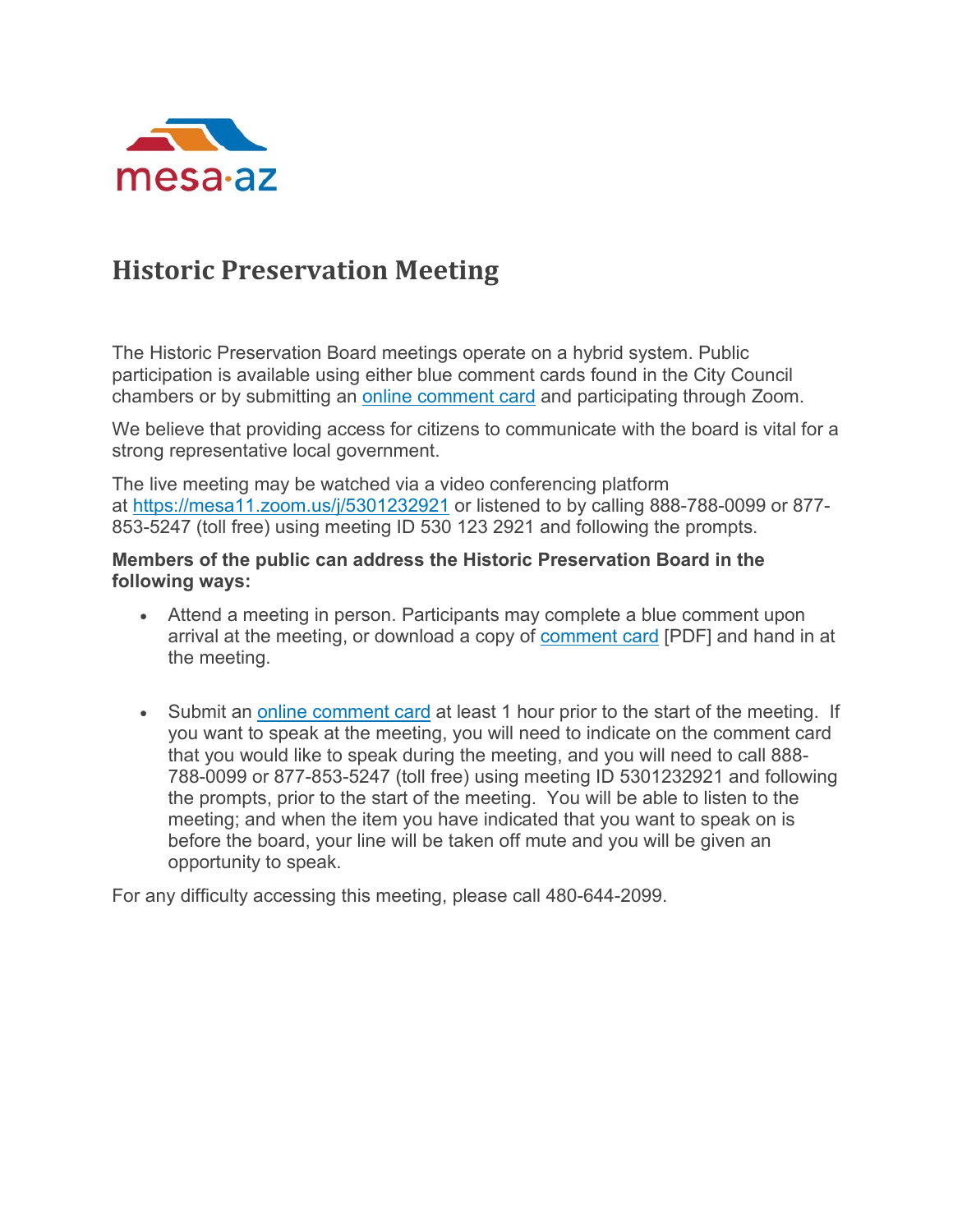# Historic Preservation Meeting

The Historic Preservation Board meetings operate on a hybrid system. Public participation is available using either blue comment cards found in the City Council chambers or by submitting an online comment card and participating through Zoom.

We believe that providing access for citizens to communicate with the board is vital for a strong representative local government.

The live meeting may be watched via a video conferencing platform at https://mesa11.zoom.us/j/5301232921 or listened to by calling 888-788-0099 or 877-853-5247 (toll free) using meeting ID 530 123 2921 and following the prompts.

**Members of the public can address the Historic Preservation Board in the following ways:**

- Attend a meeting in person. Participants may complete a blue comment upon arrival at the meeting, or download a copy of comment card [PDF] and hand in at the meeting.

- Submit an online comment card at least 1 hour prior to the start of the meeting. If you want to speak at the meeting, you will need to indicate on the comment card that you would like to speak during the meeting, and you will need to call 888-788-0099 or 877-853-5247 (toll free) using meeting ID 5301232921 and following the prompts, prior to the start of the meeting. You will be able to listen to the meeting; and when the item you have indicated that you want to speak on is before the board, your line will be taken off mute and you will be given an opportunity to speak.

For any difficulty accessing this meeting, please call 480-644-2099.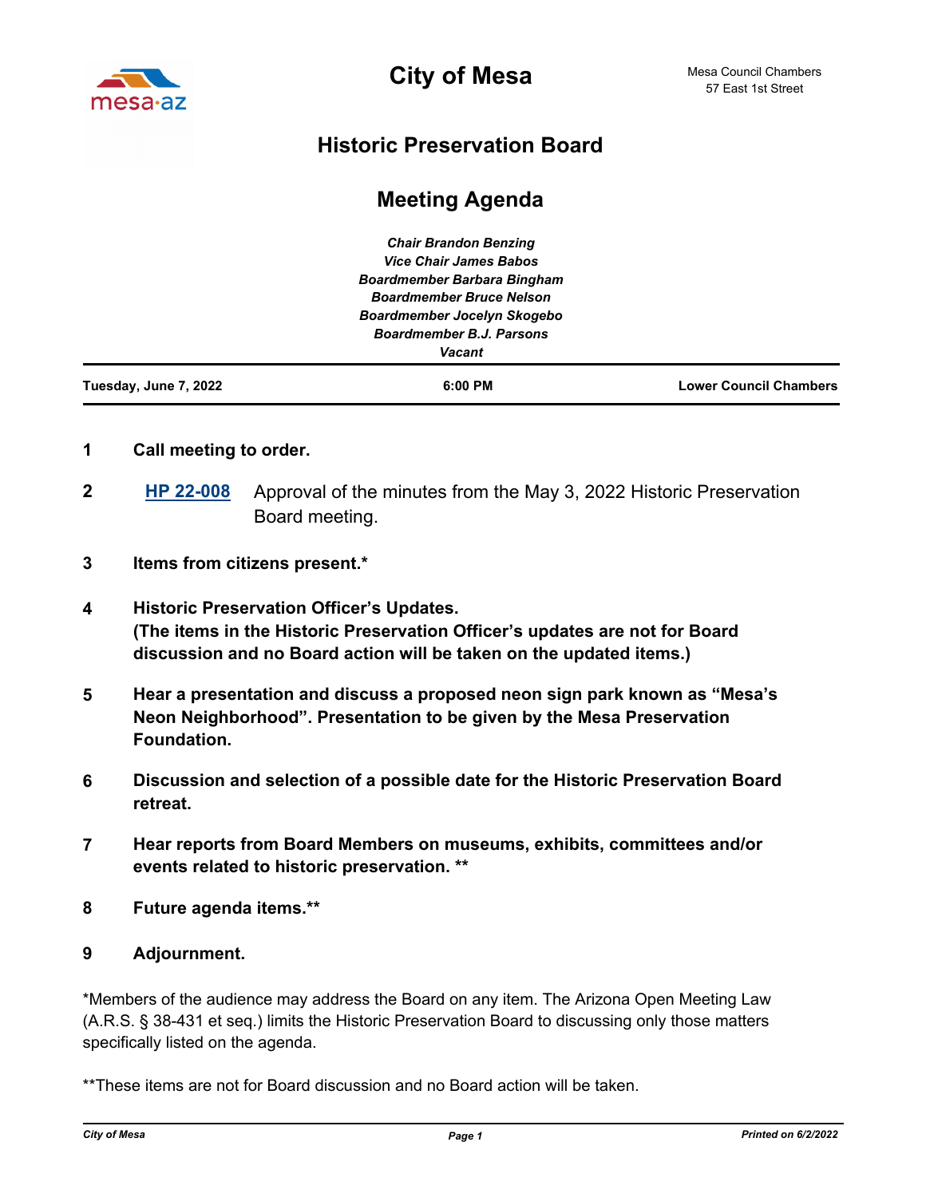# City of Mesa

Mesa Council Chambers
57 East 1st Street

## Historic Preservation Board

## Meeting Agenda

*Chair Brandon Benzing*
*Vice Chair James Babos*
*Boardmember Barbara Bingham*
*Boardmember Bruce Nelson*
*Boardmember Jocelyn Skogebo*
*Boardmember B.J. Parsons*
*Vacant*

| Tuesday, June 7, 2022 | 6:00 PM | Lower Council Chambers |
|---|---|---|

**1 Call meeting to order.**

**2** **HP 22-008** Approval of the minutes from the May 3, 2022 Historic Preservation Board meeting.

**3 Items from citizens present.***

**4 Historic Preservation Officer's Updates.**
**(The items in the Historic Preservation Officer's updates are not for Board discussion and no Board action will be taken on the updated items.)**

**5 Hear a presentation and discuss a proposed neon sign park known as "Mesa's Neon Neighborhood". Presentation to be given by the Mesa Preservation Foundation.**

**6 Discussion and selection of a possible date for the Historic Preservation Board retreat.**

**7 Hear reports from Board Members on museums, exhibits, committees and/or events related to historic preservation. ****

**8 Future agenda items.****

**9 Adjournment.**

*Members of the audience may address the Board on any item. The Arizona Open Meeting Law (A.R.S. § 38-431 et seq.) limits the Historic Preservation Board to discussing only those matters specifically listed on the agenda.

**These items are not for Board discussion and no Board action will be taken.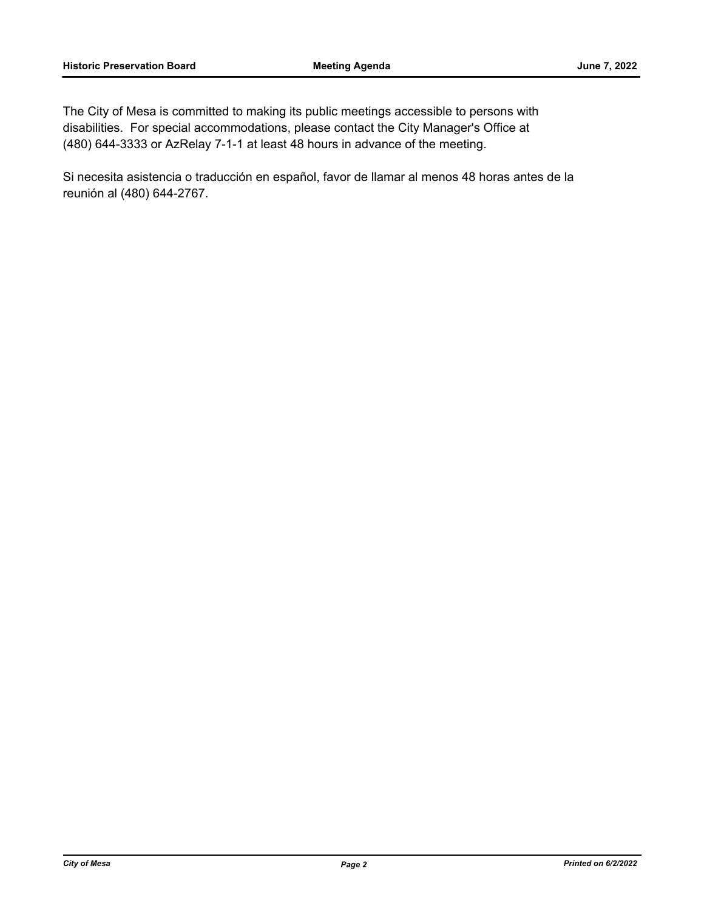The City of Mesa is committed to making its public meetings accessible to persons with disabilities. For special accommodations, please contact the City Manager's Office at (480) 644-3333 or AzRelay 7-1-1 at least 48 hours in advance of the meeting.

Si necesita asistencia o traducción en español, favor de llamar al menos 48 horas antes de la reunión al (480) 644-2767.